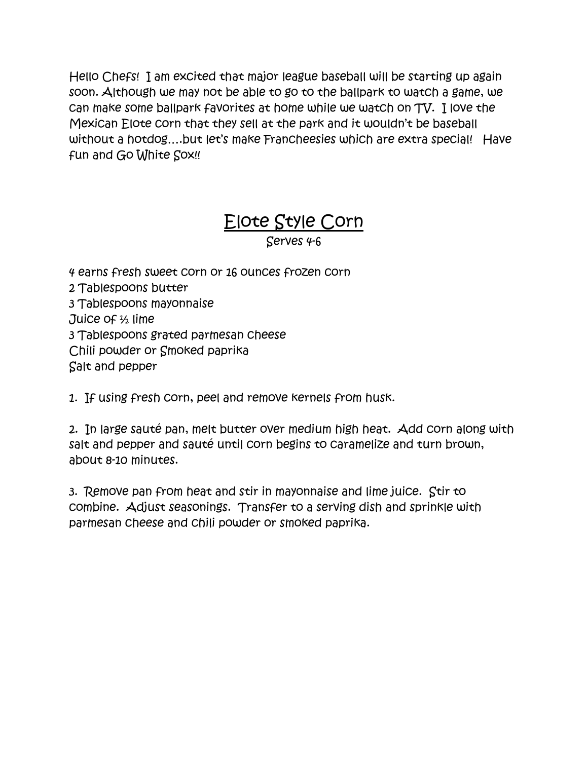Hello Chefs! I am excited that major league baseball will be starting up again soon. Although we may not be able to go to the ballpark to watch a game, we can make some ballpark favorites at home while we watch on TV. I love the Mexican Elote corn that they sell at the park and it wouldn't be baseball without a hotdog….but let's make Francheesies which are extra special! Have fun and Go White Sox!!

# Elote Style Corn

Serves 4-6

4 earns fresh sweet corn or 16 ounces frozen corn
2 Tablespoons butter
3 Tablespoons mayonnaise
Juice of ½ lime
3 Tablespoons grated parmesan cheese
Chili powder or Smoked paprika
Salt and pepper

1. If using fresh corn, peel and remove kernels from husk.

2. In large sauté pan, melt butter over medium high heat. Add corn along with salt and pepper and sauté until corn begins to caramelize and turn brown, about 8-10 minutes.

3. Remove pan from heat and stir in mayonnaise and lime juice. Stir to combine. Adjust seasonings. Transfer to a serving dish and sprinkle with parmesan cheese and chili powder or smoked paprika.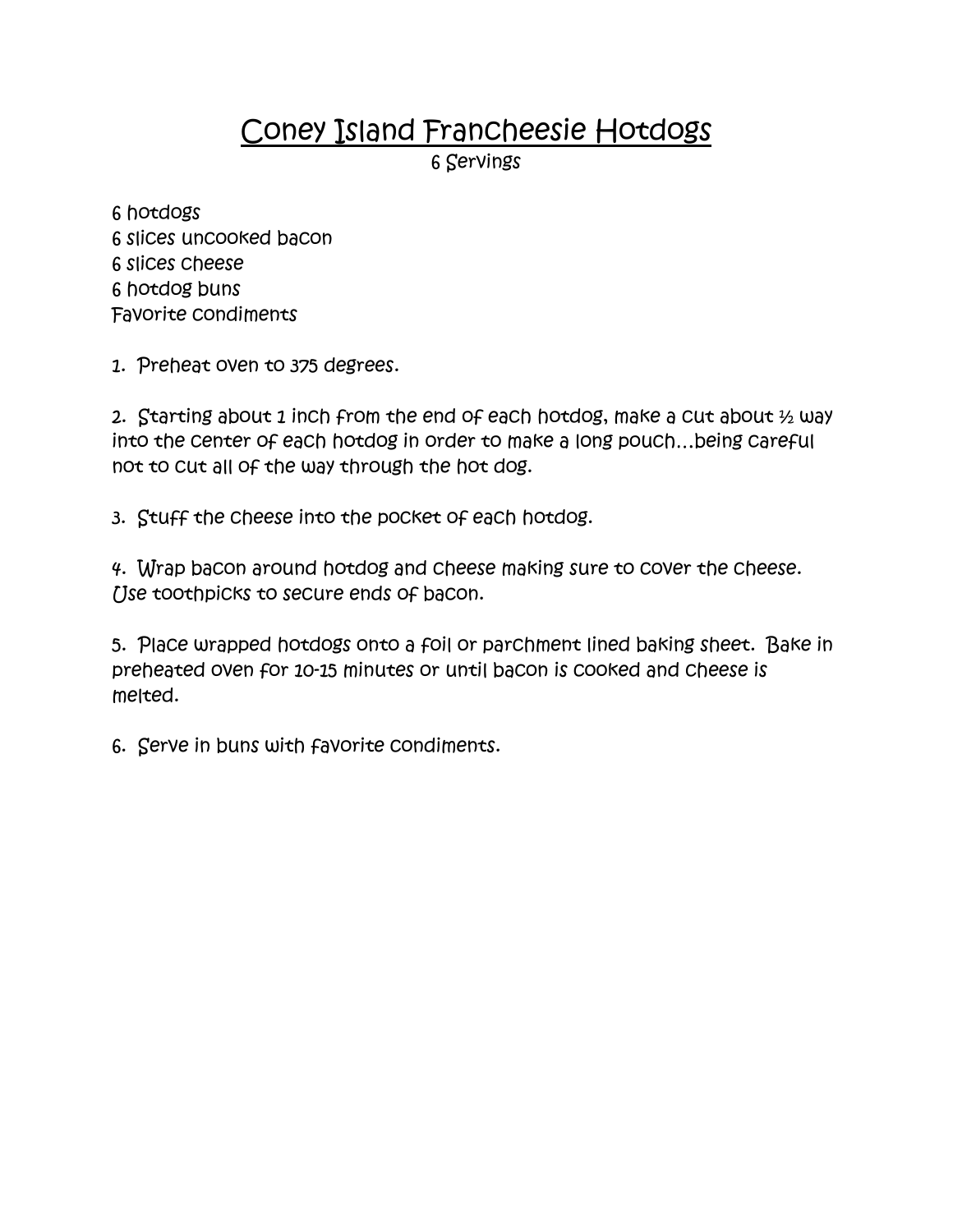# Coney Island Francheesie Hotdogs

6 Servings

6 hotdogs
6 slices uncooked bacon
6 slices cheese
6 hotdog buns
Favorite condiments

1. Preheat oven to 375 degrees.

2. Starting about 1 inch from the end of each hotdog, make a cut about ½ way into the center of each hotdog in order to make a long pouch…being careful not to cut all of the way through the hot dog.

3. Stuff the cheese into the pocket of each hotdog.

4. Wrap bacon around hotdog and cheese making sure to cover the cheese. Use toothpicks to secure ends of bacon.

5. Place wrapped hotdogs onto a foil or parchment lined baking sheet. Bake in preheated oven for 10-15 minutes or until bacon is cooked and cheese is melted.

6. Serve in buns with favorite condiments.